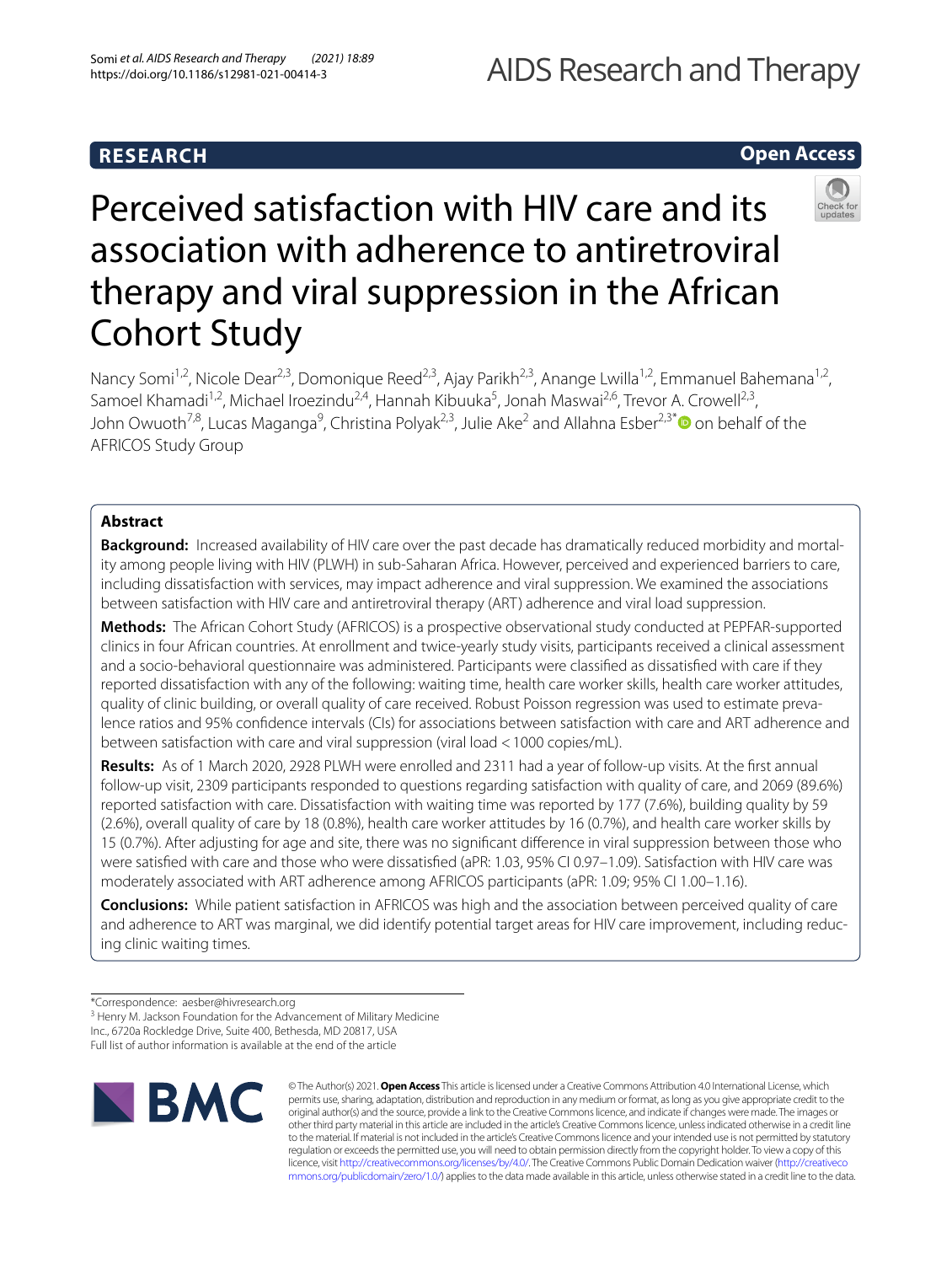RESEARCH

Open Access

# Perceived satisfaction with HIV care and its association with adherence to antiretroviral therapy and viral suppression in the African Cohort Study

Nancy Somi[1,2], Nicole Dear[2,3], Domonique Reed[2,3], Ajay Parikh[2,3], Anange Lwilla[1,2], Emmanuel Bahemana[1,2], Samoel Khamadi[1,2], Michael Iroezindu[2,4], Hannah Kibuuka[5], Jonah Maswai[2,6], Trevor A. Crowell[2,3], John Owuoth[7,8], Lucas Maganga[9], Christina Polyak[2,3], Julie Ake[2] and Allahna Esber[2,3*] on behalf of the AFRICOS Study Group

## Abstract

**Background:** Increased availability of HIV care over the past decade has dramatically reduced morbidity and mortality among people living with HIV (PLWH) in sub-Saharan Africa. However, perceived and experienced barriers to care, including dissatisfaction with services, may impact adherence and viral suppression. We examined the associations between satisfaction with HIV care and antiretroviral therapy (ART) adherence and viral load suppression.

**Methods:** The African Cohort Study (AFRICOS) is a prospective observational study conducted at PEPFAR-supported clinics in four African countries. At enrollment and twice-yearly study visits, participants received a clinical assessment and a socio-behavioral questionnaire was administered. Participants were classified as dissatisfied with care if they reported dissatisfaction with any of the following: waiting time, health care worker skills, health care worker attitudes, quality of clinic building, or overall quality of care received. Robust Poisson regression was used to estimate prevalence ratios and 95% confidence intervals (CIs) for associations between satisfaction with care and ART adherence and between satisfaction with care and viral suppression (viral load < 1000 copies/mL).

**Results:** As of 1 March 2020, 2928 PLWH were enrolled and 2311 had a year of follow-up visits. At the first annual follow-up visit, 2309 participants responded to questions regarding satisfaction with quality of care, and 2069 (89.6%) reported satisfaction with care. Dissatisfaction with waiting time was reported by 177 (7.6%), building quality by 59 (2.6%), overall quality of care by 18 (0.8%), health care worker attitudes by 16 (0.7%), and health care worker skills by 15 (0.7%). After adjusting for age and site, there was no significant difference in viral suppression between those who were satisfied with care and those who were dissatisfied (aPR: 1.03, 95% CI 0.97–1.09). Satisfaction with HIV care was moderately associated with ART adherence among AFRICOS participants (aPR: 1.09; 95% CI 1.00–1.16).

**Conclusions:** While patient satisfaction in AFRICOS was high and the association between perceived quality of care and adherence to ART was marginal, we did identify potential target areas for HIV care improvement, including reducing clinic waiting times.

*Correspondence: aesber@hivresearch.org
[3] Henry M. Jackson Foundation for the Advancement of Military Medicine Inc., 6720a Rockledge Drive, Suite 400, Bethesda, MD 20817, USA
Full list of author information is available at the end of the article

© The Author(s) 2021. **Open Access** This article is licensed under a Creative Commons Attribution 4.0 International License, which permits use, sharing, adaptation, distribution and reproduction in any medium or format, as long as you give appropriate credit to the original author(s) and the source, provide a link to the Creative Commons licence, and indicate if changes were made. The images or other third party material in this article are included in the article's Creative Commons licence, unless indicated otherwise in a credit line to the material. If material is not included in the article's Creative Commons licence and your intended use is not permitted by statutory regulation or exceeds the permitted use, you will need to obtain permission directly from the copyright holder. To view a copy of this licence, visit http://creativecommons.org/licenses/by/4.0/. The Creative Commons Public Domain Dedication waiver (http://creativecommons.org/publicdomain/zero/1.0/) applies to the data made available in this article, unless otherwise stated in a credit line to the data.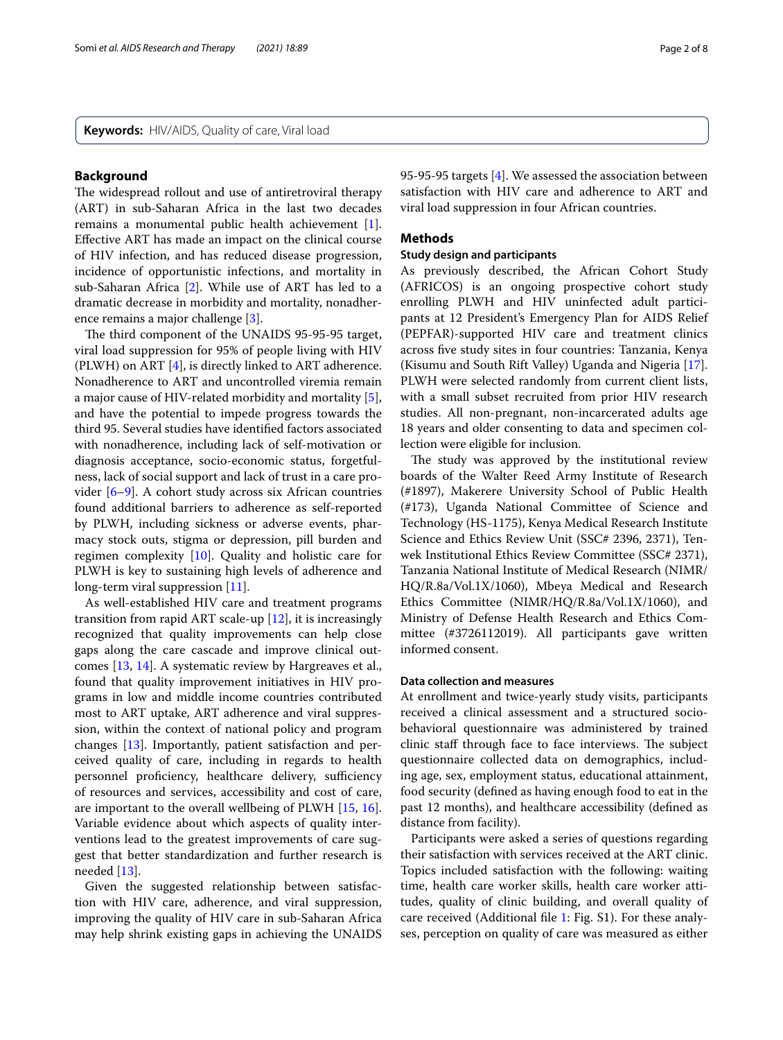**Keywords:** HIV/AIDS, Quality of care, Viral load

## Background

The widespread rollout and use of antiretroviral therapy (ART) in sub-Saharan Africa in the last two decades remains a monumental public health achievement [1]. Effective ART has made an impact on the clinical course of HIV infection, and has reduced disease progression, incidence of opportunistic infections, and mortality in sub-Saharan Africa [2]. While use of ART has led to a dramatic decrease in morbidity and mortality, nonadherence remains a major challenge [3].

The third component of the UNAIDS 95-95-95 target, viral load suppression for 95% of people living with HIV (PLWH) on ART [4], is directly linked to ART adherence. Nonadherence to ART and uncontrolled viremia remain a major cause of HIV-related morbidity and mortality [5], and have the potential to impede progress towards the third 95. Several studies have identified factors associated with nonadherence, including lack of self-motivation or diagnosis acceptance, socio-economic status, forgetfulness, lack of social support and lack of trust in a care provider [6–9]. A cohort study across six African countries found additional barriers to adherence as self-reported by PLWH, including sickness or adverse events, pharmacy stock outs, stigma or depression, pill burden and regimen complexity [10]. Quality and holistic care for PLWH is key to sustaining high levels of adherence and long-term viral suppression [11].

As well-established HIV care and treatment programs transition from rapid ART scale-up [12], it is increasingly recognized that quality improvements can help close gaps along the care cascade and improve clinical outcomes [13, 14]. A systematic review by Hargreaves et al., found that quality improvement initiatives in HIV programs in low and middle income countries contributed most to ART uptake, ART adherence and viral suppression, within the context of national policy and program changes [13]. Importantly, patient satisfaction and perceived quality of care, including in regards to health personnel proficiency, healthcare delivery, sufficiency of resources and services, accessibility and cost of care, are important to the overall wellbeing of PLWH [15, 16]. Variable evidence about which aspects of quality interventions lead to the greatest improvements of care suggest that better standardization and further research is needed [13].

Given the suggested relationship between satisfaction with HIV care, adherence, and viral suppression, improving the quality of HIV care in sub-Saharan Africa may help shrink existing gaps in achieving the UNAIDS 95-95-95 targets [4]. We assessed the association between satisfaction with HIV care and adherence to ART and viral load suppression in four African countries.

## Methods

### Study design and participants

As previously described, the African Cohort Study (AFRICOS) is an ongoing prospective cohort study enrolling PLWH and HIV uninfected adult participants at 12 President's Emergency Plan for AIDS Relief (PEPFAR)-supported HIV care and treatment clinics across five study sites in four countries: Tanzania, Kenya (Kisumu and South Rift Valley) Uganda and Nigeria [17]. PLWH were selected randomly from current client lists, with a small subset recruited from prior HIV research studies. All non-pregnant, non-incarcerated adults age 18 years and older consenting to data and specimen collection were eligible for inclusion.

The study was approved by the institutional review boards of the Walter Reed Army Institute of Research (#1897), Makerere University School of Public Health (#173), Uganda National Committee of Science and Technology (HS-1175), Kenya Medical Research Institute Science and Ethics Review Unit (SSC# 2396, 2371), Tenwek Institutional Ethics Review Committee (SSC# 2371), Tanzania National Institute of Medical Research (NIMR/HQ/R.8a/Vol.1X/1060), Mbeya Medical and Research Ethics Committee (NIMR/HQ/R.8a/Vol.1X/1060), and Ministry of Defense Health Research and Ethics Committee (#3726112019). All participants gave written informed consent.

### Data collection and measures

At enrollment and twice-yearly study visits, participants received a clinical assessment and a structured socio-behavioral questionnaire was administered by trained clinic staff through face to face interviews. The subject questionnaire collected data on demographics, including age, sex, employment status, educational attainment, food security (defined as having enough food to eat in the past 12 months), and healthcare accessibility (defined as distance from facility).

Participants were asked a series of questions regarding their satisfaction with services received at the ART clinic. Topics included satisfaction with the following: waiting time, health care worker skills, health care worker attitudes, quality of clinic building, and overall quality of care received (Additional file 1: Fig. S1). For these analyses, perception on quality of care was measured as either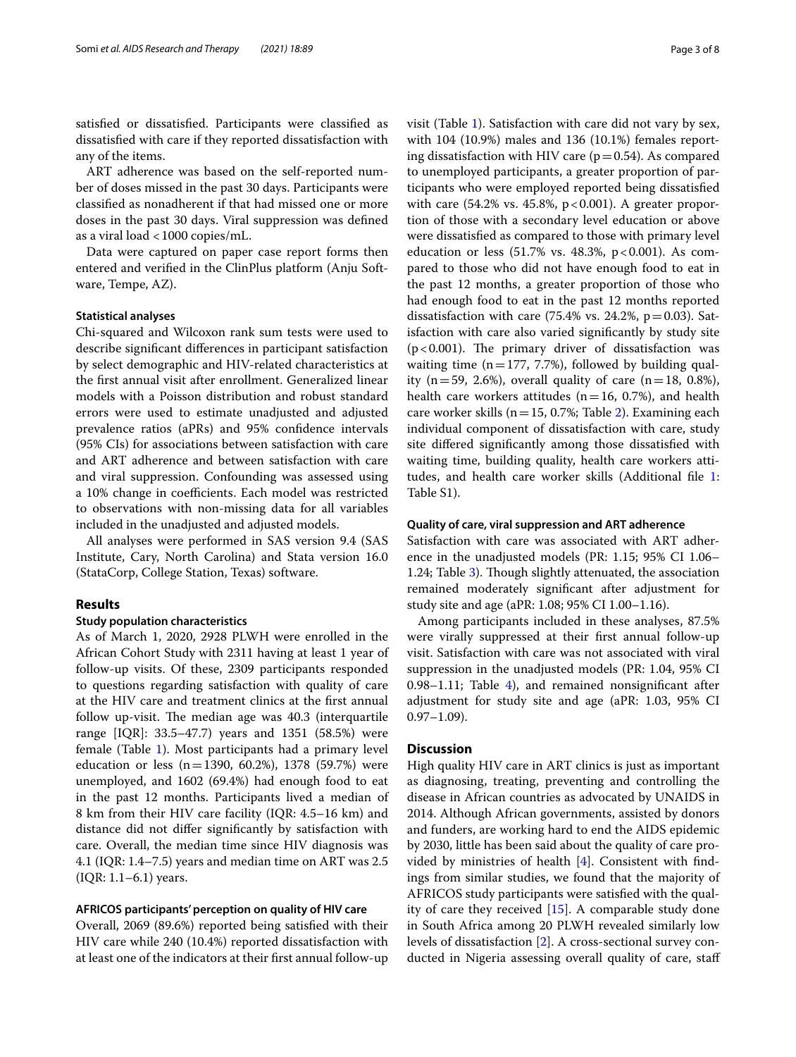satisfied or dissatisfied. Participants were classified as dissatisfied with care if they reported dissatisfaction with any of the items.

ART adherence was based on the self-reported number of doses missed in the past 30 days. Participants were classified as nonadherent if that had missed one or more doses in the past 30 days. Viral suppression was defined as a viral load <1000 copies/mL.

Data were captured on paper case report forms then entered and verified in the ClinPlus platform (Anju Software, Tempe, AZ).

### Statistical analyses

Chi-squared and Wilcoxon rank sum tests were used to describe significant differences in participant satisfaction by select demographic and HIV-related characteristics at the first annual visit after enrollment. Generalized linear models with a Poisson distribution and robust standard errors were used to estimate unadjusted and adjusted prevalence ratios (aPRs) and 95% confidence intervals (95% CIs) for associations between satisfaction with care and ART adherence and between satisfaction with care and viral suppression. Confounding was assessed using a 10% change in coefficients. Each model was restricted to observations with non-missing data for all variables included in the unadjusted and adjusted models.

All analyses were performed in SAS version 9.4 (SAS Institute, Cary, North Carolina) and Stata version 16.0 (StataCorp, College Station, Texas) software.

## Results

### Study population characteristics

As of March 1, 2020, 2928 PLWH were enrolled in the African Cohort Study with 2311 having at least 1 year of follow-up visits. Of these, 2309 participants responded to questions regarding satisfaction with quality of care at the HIV care and treatment clinics at the first annual follow up-visit. The median age was 40.3 (interquartile range [IQR]: 33.5–47.7) years and 1351 (58.5%) were female (Table 1). Most participants had a primary level education or less (n = 1390, 60.2%), 1378 (59.7%) were unemployed, and 1602 (69.4%) had enough food to eat in the past 12 months. Participants lived a median of 8 km from their HIV care facility (IQR: 4.5–16 km) and distance did not differ significantly by satisfaction with care. Overall, the median time since HIV diagnosis was 4.1 (IQR: 1.4–7.5) years and median time on ART was 2.5 (IQR: 1.1–6.1) years.

### AFRICOS participants' perception on quality of HIV care

Overall, 2069 (89.6%) reported being satisfied with their HIV care while 240 (10.4%) reported dissatisfaction with at least one of the indicators at their first annual follow-up visit (Table 1). Satisfaction with care did not vary by sex, with 104 (10.9%) males and 136 (10.1%) females reporting dissatisfaction with HIV care ($p = 0.54$). As compared to unemployed participants, a greater proportion of participants who were employed reported being dissatisfied with care (54.2% vs. 45.8%, $p < 0.001$). A greater proportion of those with a secondary level education or above were dissatisfied as compared to those with primary level education or less (51.7% vs. 48.3%, $p < 0.001$). As compared to those who did not have enough food to eat in the past 12 months, a greater proportion of those who had enough food to eat in the past 12 months reported dissatisfaction with care (75.4% vs. 24.2%, $p = 0.03$). Satisfaction with care also varied significantly by study site ($p < 0.001$). The primary driver of dissatisfaction was waiting time (n = 177, 7.7%), followed by building quality (n = 59, 2.6%), overall quality of care (n = 18, 0.8%), health care workers attitudes (n = 16, 0.7%), and health care worker skills (n = 15, 0.7%; Table 2). Examining each individual component of dissatisfaction with care, study site differed significantly among those dissatisfied with waiting time, building quality, health care workers attitudes, and health care worker skills (Additional file 1: Table S1).

### Quality of care, viral suppression and ART adherence

Satisfaction with care was associated with ART adherence in the unadjusted models (PR: 1.15; 95% CI 1.06–1.24; Table 3). Though slightly attenuated, the association remained moderately significant after adjustment for study site and age (aPR: 1.08; 95% CI 1.00–1.16).

Among participants included in these analyses, 87.5% were virally suppressed at their first annual follow-up visit. Satisfaction with care was not associated with viral suppression in the unadjusted models (PR: 1.04, 95% CI 0.98–1.11; Table 4), and remained nonsignificant after adjustment for study site and age (aPR: 1.03, 95% CI 0.97–1.09).

## Discussion

High quality HIV care in ART clinics is just as important as diagnosing, treating, preventing and controlling the disease in African countries as advocated by UNAIDS in 2014. Although African governments, assisted by donors and funders, are working hard to end the AIDS epidemic by 2030, little has been said about the quality of care provided by ministries of health [4]. Consistent with findings from similar studies, we found that the majority of AFRICOS study participants were satisfied with the quality of care they received [15]. A comparable study done in South Africa among 20 PLWH revealed similarly low levels of dissatisfaction [2]. A cross-sectional survey conducted in Nigeria assessing overall quality of care, staff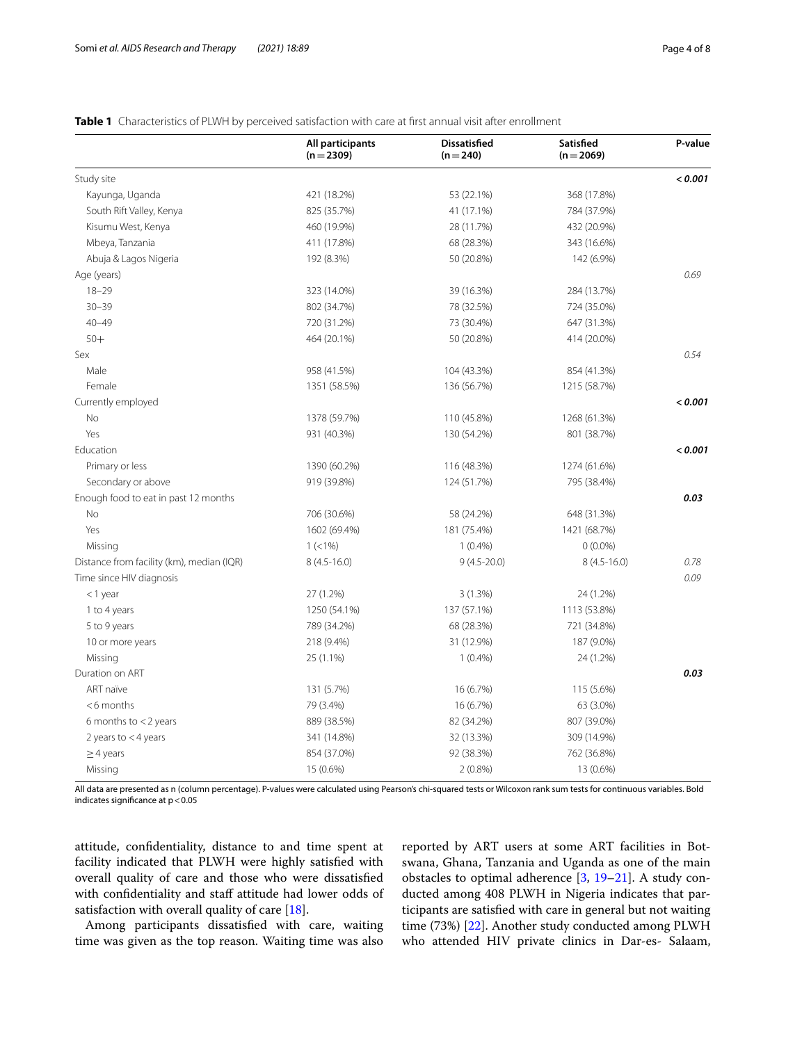**Table 1** Characteristics of PLWH by perceived satisfaction with care at first annual visit after enrollment

| | All participants (n = 2309) | Dissatisfied (n = 240) | Satisfied (n = 2069) | P-value |
|---|---|---|---|---|
| Study site | | | | ***< 0.001*** |
| Kayunga, Uganda | 421 (18.2%) | 53 (22.1%) | 368 (17.8%) | |
| South Rift Valley, Kenya | 825 (35.7%) | 41 (17.1%) | 784 (37.9%) | |
| Kisumu West, Kenya | 460 (19.9%) | 28 (11.7%) | 432 (20.9%) | |
| Mbeya, Tanzania | 411 (17.8%) | 68 (28.3%) | 343 (16.6%) | |
| Abuja & Lagos Nigeria | 192 (8.3%) | 50 (20.8%) | 142 (6.9%) | |
| Age (years) | | | | *0.69* |
| 18–29 | 323 (14.0%) | 39 (16.3%) | 284 (13.7%) | |
| 30–39 | 802 (34.7%) | 78 (32.5%) | 724 (35.0%) | |
| 40–49 | 720 (31.2%) | 73 (30.4%) | 647 (31.3%) | |
| 50+ | 464 (20.1%) | 50 (20.8%) | 414 (20.0%) | |
| Sex | | | | *0.54* |
| Male | 958 (41.5%) | 104 (43.3%) | 854 (41.3%) | |
| Female | 1351 (58.5%) | 136 (56.7%) | 1215 (58.7%) | |
| Currently employed | | | | ***< 0.001*** |
| No | 1378 (59.7%) | 110 (45.8%) | 1268 (61.3%) | |
| Yes | 931 (40.3%) | 130 (54.2%) | 801 (38.7%) | |
| Education | | | | ***< 0.001*** |
| Primary or less | 1390 (60.2%) | 116 (48.3%) | 1274 (61.6%) | |
| Secondary or above | 919 (39.8%) | 124 (51.7%) | 795 (38.4%) | |
| Enough food to eat in past 12 months | | | | ***0.03*** |
| No | 706 (30.6%) | 58 (24.2%) | 648 (31.3%) | |
| Yes | 1602 (69.4%) | 181 (75.4%) | 1421 (68.7%) | |
| Missing | 1 (<1%) | 1 (0.4%) | 0 (0.0%) | |
| Distance from facility (km), median (IQR) | 8 (4.5-16.0) | 9 (4.5-20.0) | 8 (4.5-16.0) | *0.78* |
| Time since HIV diagnosis | | | | *0.09* |
| < 1 year | 27 (1.2%) | 3 (1.3%) | 24 (1.2%) | |
| 1 to 4 years | 1250 (54.1%) | 137 (57.1%) | 1113 (53.8%) | |
| 5 to 9 years | 789 (34.2%) | 68 (28.3%) | 721 (34.8%) | |
| 10 or more years | 218 (9.4%) | 31 (12.9%) | 187 (9.0%) | |
| Missing | 25 (1.1%) | 1 (0.4%) | 24 (1.2%) | |
| Duration on ART | | | | ***0.03*** |
| ART naïve | 131 (5.7%) | 16 (6.7%) | 115 (5.6%) | |
| < 6 months | 79 (3.4%) | 16 (6.7%) | 63 (3.0%) | |
| 6 months to < 2 years | 889 (38.5%) | 82 (34.2%) | 807 (39.0%) | |
| 2 years to < 4 years | 341 (14.8%) | 32 (13.3%) | 309 (14.9%) | |
| ≥ 4 years | 854 (37.0%) | 92 (38.3%) | 762 (36.8%) | |
| Missing | 15 (0.6%) | 2 (0.8%) | 13 (0.6%) | |

All data are presented as n (column percentage). P-values were calculated using Pearson's chi-squared tests or Wilcoxon rank sum tests for continuous variables. Bold indicates significance at $p < 0.05$

attitude, confidentiality, distance to and time spent at facility indicated that PLWH were highly satisfied with overall quality of care and those who were dissatisfied with confidentiality and staff attitude had lower odds of satisfaction with overall quality of care [18].

Among participants dissatisfied with care, waiting time was given as the top reason. Waiting time was also reported by ART users at some ART facilities in Botswana, Ghana, Tanzania and Uganda as one of the main obstacles to optimal adherence [3, 19–21]. A study conducted among 408 PLWH in Nigeria indicates that participants are satisfied with care in general but not waiting time (73%) [22]. Another study conducted among PLWH who attended HIV private clinics in Dar-es- Salaam,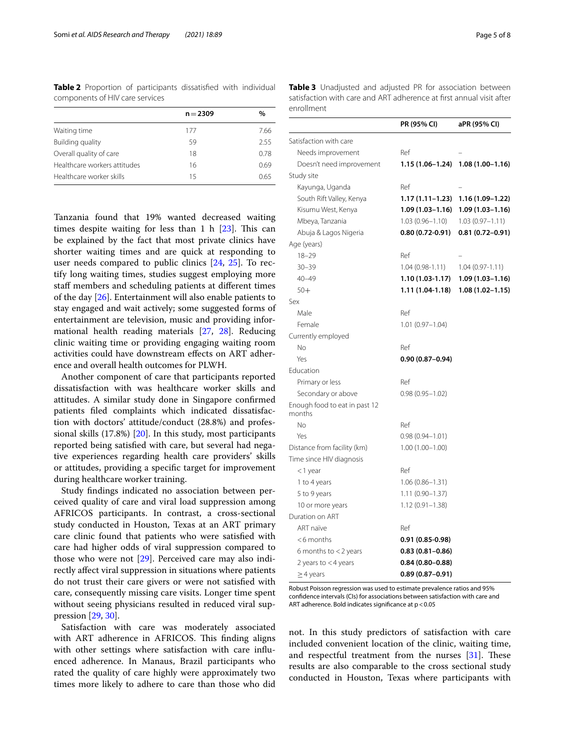**Table 2** Proportion of participants dissatisfied with individual components of HIV care services

| | n = 2309 | % |
|---|---|---|
| Waiting time | 177 | 7.66 |
| Building quality | 59 | 2.55 |
| Overall quality of care | 18 | 0.78 |
| Healthcare workers attitudes | 16 | 0.69 |
| Healthcare worker skills | 15 | 0.65 |

Tanzania found that 19% wanted decreased waiting times despite waiting for less than 1 h [23]. This can be explained by the fact that most private clinics have shorter waiting times and are quick at responding to user needs compared to public clinics [24, 25]. To rectify long waiting times, studies suggest employing more staff members and scheduling patients at different times of the day [26]. Entertainment will also enable patients to stay engaged and wait actively; some suggested forms of entertainment are television, music and providing informational health reading materials [27, 28]. Reducing clinic waiting time or providing engaging waiting room activities could have downstream effects on ART adherence and overall health outcomes for PLWH.

Another component of care that participants reported dissatisfaction with was healthcare worker skills and attitudes. A similar study done in Singapore confirmed patients filed complaints which indicated dissatisfaction with doctors' attitude/conduct (28.8%) and professional skills (17.8%) [20]. In this study, most participants reported being satisfied with care, but several had negative experiences regarding health care providers' skills or attitudes, providing a specific target for improvement during healthcare worker training.

Study findings indicated no association between perceived quality of care and viral load suppression among AFRICOS participants. In contrast, a cross-sectional study conducted in Houston, Texas at an ART primary care clinic found that patients who were satisfied with care had higher odds of viral suppression compared to those who were not [29]. Perceived care may also indirectly affect viral suppression in situations where patients do not trust their care givers or were not satisfied with care, consequently missing care visits. Longer time spent without seeing physicians resulted in reduced viral suppression [29, 30].

Satisfaction with care was moderately associated with ART adherence in AFRICOS. This finding aligns with other settings where satisfaction with care influenced adherence. In Manaus, Brazil participants who rated the quality of care highly were approximately two times more likely to adhere to care than those who did not. In this study predictors of satisfaction with care included convenient location of the clinic, waiting time, and respectful treatment from the nurses [31]. These results are also comparable to the cross sectional study conducted in Houston, Texas where participants with

**Table 3** Unadjusted and adjusted PR for association between satisfaction with care and ART adherence at first annual visit after enrollment

| | PR (95% CI) | aPR (95% CI) |
|---|---|---|
| Satisfaction with care | | |
| Needs improvement | Ref | – |
| Doesn't need improvement | **1.15 (1.06–1.24)** | **1.08 (1.00–1.16)** |
| Study site | | |
| Kayunga, Uganda | Ref | – |
| South Rift Valley, Kenya | **1.17 (1.11–1.23)** | **1.16 (1.09–1.22)** |
| Kisumu West, Kenya | **1.09 (1.03–1.16)** | **1.09 (1.03–1.16)** |
| Mbeya, Tanzania | 1.03 (0.96–1.10) | 1.03 (0.97–1.11) |
| Abuja & Lagos Nigeria | **0.80 (0.72-0.91)** | **0.81 (0.72–0.91)** |
| Age (years) | | |
| 18–29 | Ref | – |
| 30–39 | 1.04 (0.98-1.11) | 1.04 (0.97-1.11) |
| 40–49 | **1.10 (1.03-1.17)** | **1.09 (1.03–1.16)** |
| 50+ | **1.11 (1.04-1.18)** | **1.08 (1.02–1.15)** |
| Sex | | |
| Male | Ref | |
| Female | 1.01 (0.97–1.04) | |
| Currently employed | | |
| No | Ref | |
| Yes | **0.90 (0.87–0.94)** | |
| Education | | |
| Primary or less | Ref | |
| Secondary or above | 0.98 (0.95–1.02) | |
| Enough food to eat in past 12 months | | |
| No | Ref | |
| Yes | 0.98 (0.94–1.01) | |
| Distance from facility (km) | 1.00 (1.00–1.00) | |
| Time since HIV diagnosis | | |
| < 1 year | Ref | |
| 1 to 4 years | 1.06 (0.86–1.31) | |
| 5 to 9 years | 1.11 (0.90–1.37) | |
| 10 or more years | 1.12 (0.91–1.38) | |
| Duration on ART | | |
| ART naïve | Ref | |
| < 6 months | **0.91 (0.85-0.98)** | |
| 6 months to < 2 years | **0.83 (0.81–0.86)** | |
| 2 years to < 4 years | **0.84 (0.80–0.88)** | |
| ≥ 4 years | **0.89 (0.87–0.91)** | |

Robust Poisson regression was used to estimate prevalence ratios and 95% confidence intervals (CIs) for associations between satisfaction with care and ART adherence. Bold indicates significance at $p < 0.05$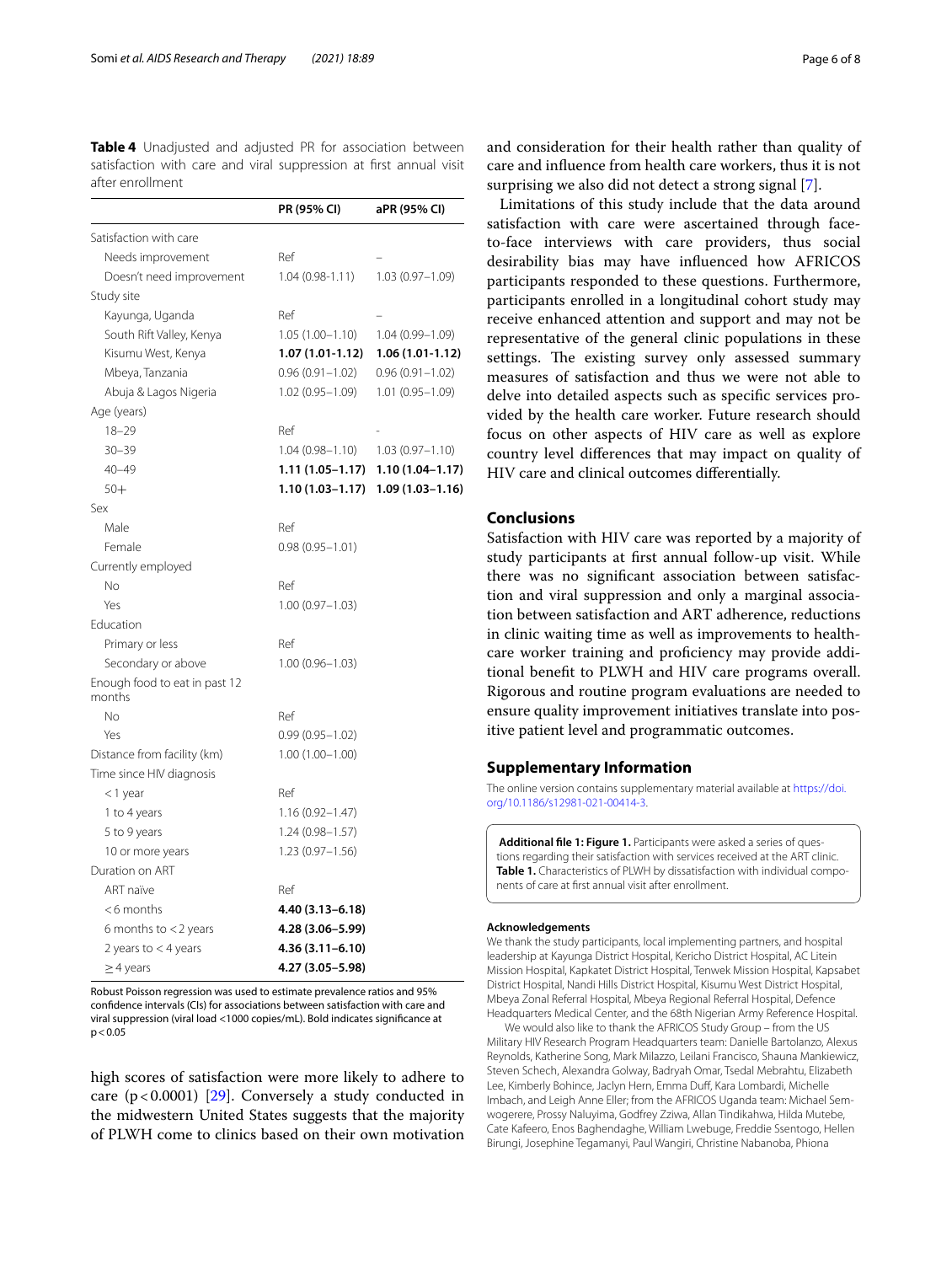**Table 4** Unadjusted and adjusted PR for association between satisfaction with care and viral suppression at first annual visit after enrollment

| | PR (95% CI) | aPR (95% CI) |
|---|---|---|
| Satisfaction with care | | |
| Needs improvement | Ref | – |
| Doesn't need improvement | 1.04 (0.98-1.11) | 1.03 (0.97–1.09) |
| Study site | | |
| Kayunga, Uganda | Ref | – |
| South Rift Valley, Kenya | 1.05 (1.00–1.10) | 1.04 (0.99–1.09) |
| Kisumu West, Kenya | **1.07 (1.01-1.12)** | **1.06 (1.01-1.12)** |
| Mbeya, Tanzania | 0.96 (0.91–1.02) | 0.96 (0.91–1.02) |
| Abuja & Lagos Nigeria | 1.02 (0.95–1.09) | 1.01 (0.95–1.09) |
| Age (years) | | |
| 18–29 | Ref | - |
| 30–39 | 1.04 (0.98–1.10) | 1.03 (0.97–1.10) |
| 40–49 | **1.11 (1.05–1.17)** | **1.10 (1.04–1.17)** |
| 50+ | **1.10 (1.03–1.17)** | **1.09 (1.03–1.16)** |
| Sex | | |
| Male | Ref | |
| Female | 0.98 (0.95–1.01) | |
| Currently employed | | |
| No | Ref | |
| Yes | 1.00 (0.97–1.03) | |
| Education | | |
| Primary or less | Ref | |
| Secondary or above | 1.00 (0.96–1.03) | |
| Enough food to eat in past 12 months | | |
| No | Ref | |
| Yes | 0.99 (0.95–1.02) | |
| Distance from facility (km) | 1.00 (1.00–1.00) | |
| Time since HIV diagnosis | | |
| < 1 year | Ref | |
| 1 to 4 years | 1.16 (0.92–1.47) | |
| 5 to 9 years | 1.24 (0.98–1.57) | |
| 10 or more years | 1.23 (0.97–1.56) | |
| Duration on ART | | |
| ART naïve | Ref | |
| < 6 months | **4.40 (3.13–6.18)** | |
| 6 months to < 2 years | **4.28 (3.06–5.99)** | |
| 2 years to < 4 years | **4.36 (3.11–6.10)** | |
| ≥ 4 years | **4.27 (3.05–5.98)** | |

Robust Poisson regression was used to estimate prevalence ratios and 95% confidence intervals (CIs) for associations between satisfaction with care and viral suppression (viral load <1000 copies/mL). Bold indicates significance at $p < 0.05$

high scores of satisfaction were more likely to adhere to care ($p < 0.0001$) [29]. Conversely a study conducted in the midwestern United States suggests that the majority of PLWH come to clinics based on their own motivation and consideration for their health rather than quality of care and influence from health care workers, thus it is not surprising we also did not detect a strong signal [7].

Limitations of this study include that the data around satisfaction with care were ascertained through face-to-face interviews with care providers, thus social desirability bias may have influenced how AFRICOS participants responded to these questions. Furthermore, participants enrolled in a longitudinal cohort study may receive enhanced attention and support and may not be representative of the general clinic populations in these settings. The existing survey only assessed summary measures of satisfaction and thus we were not able to delve into detailed aspects such as specific services provided by the health care worker. Future research should focus on other aspects of HIV care as well as explore country level differences that may impact on quality of HIV care and clinical outcomes differentially.

## Conclusions

Satisfaction with HIV care was reported by a majority of study participants at first annual follow-up visit. While there was no significant association between satisfaction and viral suppression and only a marginal association between satisfaction and ART adherence, reductions in clinic waiting time as well as improvements to healthcare worker training and proficiency may provide additional benefit to PLWH and HIV care programs overall. Rigorous and routine program evaluations are needed to ensure quality improvement initiatives translate into positive patient level and programmatic outcomes.

## Supplementary Information

The online version contains supplementary material available at https://doi.org/10.1186/s12981-021-00414-3.

**Additional file 1: Figure 1.** Participants were asked a series of questions regarding their satisfaction with services received at the ART clinic. **Table 1.** Characteristics of PLWH by dissatisfaction with individual components of care at first annual visit after enrollment.

#### Acknowledgements

We thank the study participants, local implementing partners, and hospital leadership at Kayunga District Hospital, Kericho District Hospital, AC Litein Mission Hospital, Kapkatet District Hospital, Tenwek Mission Hospital, Kapsabet District Hospital, Nandi Hills District Hospital, Kisumu West District Hospital, Mbeya Zonal Referral Hospital, Mbeya Regional Referral Hospital, Defence Headquarters Medical Center, and the 68th Nigerian Army Reference Hospital.

We would also like to thank the AFRICOS Study Group – from the US Military HIV Research Program Headquarters team: Danielle Bartolanzo, Alexus Reynolds, Katherine Song, Mark Milazzo, Leilani Francisco, Shauna Mankiewicz, Steven Schech, Alexandra Golway, Badryah Omar, Tsedal Mebrahtu, Elizabeth Lee, Kimberly Bohince, Jaclyn Hern, Emma Duff, Kara Lombardi, Michelle Imbach, and Leigh Anne Eller; from the AFRICOS Uganda team: Michael Semwogerere, Prossy Naluyima, Godfrey Zziwa, Allan Tindikahwa, Hilda Mutebe, Cate Kafeero, Enos Baghendaghe, William Lwebuge, Freddie Ssentogo, Hellen Birungi, Josephine Tegamanyi, Paul Wangiri, Christine Nabanoba, Phiona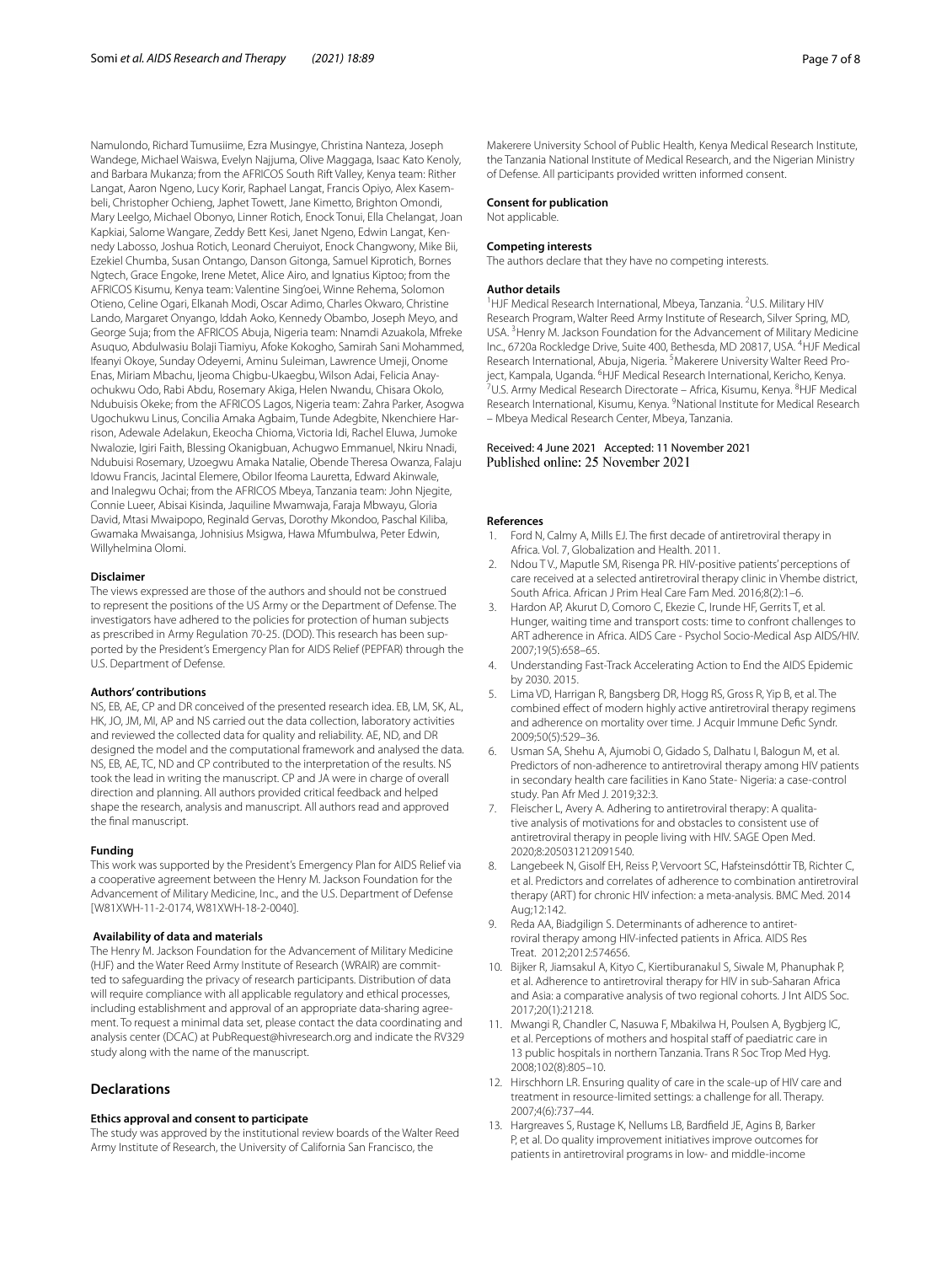Namulondo, Richard Tumusiime, Ezra Musingye, Christina Nanteza, Joseph Wandege, Michael Waiswa, Evelyn Najjuma, Olive Maggaga, Isaac Kato Kenoly, and Barbara Mukanza; from the AFRICOS South Rift Valley, Kenya team: Rither Langat, Aaron Ngeno, Lucy Korir, Raphael Langat, Francis Opiyo, Alex Kasembeli, Christopher Ochieng, Japhet Towett, Jane Kimetto, Brighton Omondi, Mary Leelgo, Michael Obonyo, Linner Rotich, Enock Tonui, Ella Chelangat, Joan Kapkiai, Salome Wangare, Zeddy Bett Kesi, Janet Ngeno, Edwin Langat, Kennedy Labosso, Joshua Rotich, Leonard Cheruiyot, Enock Changwony, Mike Bii, Ezekiel Chumba, Susan Ontango, Danson Gitonga, Samuel Kiprotich, Bornes Ngtech, Grace Engoke, Irene Metet, Alice Airo, and Ignatius Kiptoo; from the AFRICOS Kisumu, Kenya team: Valentine Sing'oei, Winne Rehema, Solomon Otieno, Celine Ogari, Elkanah Modi, Oscar Adimo, Charles Okwaro, Christine Lando, Margaret Onyango, Iddah Aoko, Kennedy Obambo, Joseph Meyo, and George Suja; from the AFRICOS Abuja, Nigeria team: Nnamdi Azuakola, Mfreke Asuquo, Abdulwasiu Bolaji Tiamiyu, Afoke Kokogho, Samirah Sani Mohammed, Ifeanyi Okoye, Sunday Odeyemi, Aminu Suleiman, Lawrence Umeji, Onome Enas, Miriam Mbachu, Ijeoma Chigbu-Ukaegbu, Wilson Adai, Felicia Anayochukwu Odo, Rabi Abdu, Rosemary Akiga, Helen Nwandu, Chisara Okolo, Ndubuisis Okeke; from the AFRICOS Lagos, Nigeria team: Zahra Parker, Asogwa Ugochukwu Linus, Concilia Amaka Agbaim, Tunde Adegbite, Nkenchiere Harrison, Adewale Adelakun, Ekeocha Chioma, Victoria Idi, Rachel Eluwa, Jumoke Nwalozie, Igiri Faith, Blessing Okanigbuan, Achugwo Emmanuel, Nkiru Nnadi, Ndubuisi Rosemary, Uzoegwu Amaka Natalie, Obende Theresa Owanza, Falaju Idowu Francis, Jacintal Elemere, Obilor Ifeoma Lauretta, Edward Akinwale, and Inalegwu Ochai; from the AFRICOS Mbeya, Tanzania team: John Njegite, Connie Lueer, Abisai Kisinda, Jaquiline Mwamwaja, Faraja Mbwayu, Gloria David, Mtasi Mwaipopo, Reginald Gervas, Dorothy Mkondoo, Paschal Kiliba, Gwamaka Mwaisanga, Johnisius Msigwa, Hawa Mfumbulwa, Peter Edwin, Willyhelmina Olomi.

#### Disclaimer

The views expressed are those of the authors and should not be construed to represent the positions of the US Army or the Department of Defense. The investigators have adhered to the policies for protection of human subjects as prescribed in Army Regulation 70-25. (DOD). This research has been supported by the President's Emergency Plan for AIDS Relief (PEPFAR) through the U.S. Department of Defense.

#### Authors' contributions

NS, EB, AE, CP and DR conceived of the presented research idea. EB, LM, SK, AL, HK, JO, JM, MI, AP and NS carried out the data collection, laboratory activities and reviewed the collected data for quality and reliability. AE, ND, and DR designed the model and the computational framework and analysed the data. NS, EB, AE, TC, ND and CP contributed to the interpretation of the results. NS took the lead in writing the manuscript. CP and JA were in charge of overall direction and planning. All authors provided critical feedback and helped shape the research, analysis and manuscript. All authors read and approved the final manuscript.

#### Funding

This work was supported by the President's Emergency Plan for AIDS Relief via a cooperative agreement between the Henry M. Jackson Foundation for the Advancement of Military Medicine, Inc., and the U.S. Department of Defense [W81XWH-11-2-0174, W81XWH-18-2-0040].

#### Availability of data and materials

The Henry M. Jackson Foundation for the Advancement of Military Medicine (HJF) and the Water Reed Army Institute of Research (WRAIR) are committed to safeguarding the privacy of research participants. Distribution of data will require compliance with all applicable regulatory and ethical processes, including establishment and approval of an appropriate data-sharing agreement. To request a minimal data set, please contact the data coordinating and analysis center (DCAC) at PubRequest@hivresearch.org and indicate the RV329 study along with the name of the manuscript.

## Declarations

#### Ethics approval and consent to participate

The study was approved by the institutional review boards of the Walter Reed Army Institute of Research, the University of California San Francisco, the Makerere University School of Public Health, Kenya Medical Research Institute, the Tanzania National Institute of Medical Research, and the Nigerian Ministry of Defense. All participants provided written informed consent.

#### Consent for publication

Not applicable.

#### Competing interests

The authors declare that they have no competing interests.

#### Author details

[1]HJF Medical Research International, Mbeya, Tanzania. [2]U.S. Military HIV Research Program, Walter Reed Army Institute of Research, Silver Spring, MD, USA. [3]Henry M. Jackson Foundation for the Advancement of Military Medicine Inc., 6720a Rockledge Drive, Suite 400, Bethesda, MD 20817, USA. [4]HJF Medical Research International, Abuja, Nigeria. [5]Makerere University Walter Reed Project, Kampala, Uganda. [6]HJF Medical Research International, Kericho, Kenya. [7]U.S. Army Medical Research Directorate – Africa, Kisumu, Kenya. [8]HJF Medical Research International, Kisumu, Kenya. [9]National Institute for Medical Research – Mbeya Medical Research Center, Mbeya, Tanzania.

Received: 4 June 2021 Accepted: 11 November 2021
Published online: 25 November 2021

#### References

1. Ford N, Calmy A, Mills EJ. The first decade of antiretroviral therapy in Africa. Vol. 7, Globalization and Health. 2011.
2. Ndou T V., Maputle SM, Risenga PR. HIV-positive patients' perceptions of care received at a selected antiretroviral therapy clinic in Vhembe district, South Africa. African J Prim Heal Care Fam Med. 2016;8(2):1–6.
3. Hardon AP, Akurut D, Comoro C, Ekezie C, Irunde HF, Gerrits T, et al. Hunger, waiting time and transport costs: time to confront challenges to ART adherence in Africa. AIDS Care - Psychol Socio-Medical Asp AIDS/HIV. 2007;19(5):658–65.
4. Understanding Fast-Track Accelerating Action to End the AIDS Epidemic by 2030. 2015.
5. Lima VD, Harrigan R, Bangsberg DR, Hogg RS, Gross R, Yip B, et al. The combined effect of modern highly active antiretroviral therapy regimens and adherence on mortality over time. J Acquir Immune Defic Syndr. 2009;50(5):529–36.
6. Usman SA, Shehu A, Ajumobi O, Gidado S, Dalhatu I, Balogun M, et al. Predictors of non-adherence to antiretroviral therapy among HIV patients in secondary health care facilities in Kano State- Nigeria: a case-control study. Pan Afr Med J. 2019;32:3.
7. Fleischer L, Avery A. Adhering to antiretroviral therapy: A qualitative analysis of motivations for and obstacles to consistent use of antiretroviral therapy in people living with HIV. SAGE Open Med. 2020;8:205031212091540.
8. Langebeek N, Gisolf EH, Reiss P, Vervoort SC, Hafsteinsdóttir TB, Richter C, et al. Predictors and correlates of adherence to combination antiretroviral therapy (ART) for chronic HIV infection: a meta-analysis. BMC Med. 2014 Aug;12:142.
9. Reda AA, Biadgilign S. Determinants of adherence to antiretroviral therapy among HIV-infected patients in Africa. AIDS Res Treat. 2012;2012:574656.
10. Bijker R, Jiamsakul A, Kityo C, Kiertiburanakul S, Siwale M, Phanuphak P, et al. Adherence to antiretroviral therapy for HIV in sub-Saharan Africa and Asia: a comparative analysis of two regional cohorts. J Int AIDS Soc. 2017;20(1):21218.
11. Mwangi R, Chandler C, Nasuwa F, Mbakilwa H, Poulsen A, Bygbjerg IC, et al. Perceptions of mothers and hospital staff of paediatric care in 13 public hospitals in northern Tanzania. Trans R Soc Trop Med Hyg. 2008;102(8):805–10.
12. Hirschhorn LR. Ensuring quality of care in the scale-up of HIV care and treatment in resource-limited settings: a challenge for all. Therapy. 2007;4(6):737–44.
13. Hargreaves S, Rustage K, Nellums LB, Bardfield JE, Agins B, Barker P, et al. Do quality improvement initiatives improve outcomes for patients in antiretroviral programs in low- and middle-income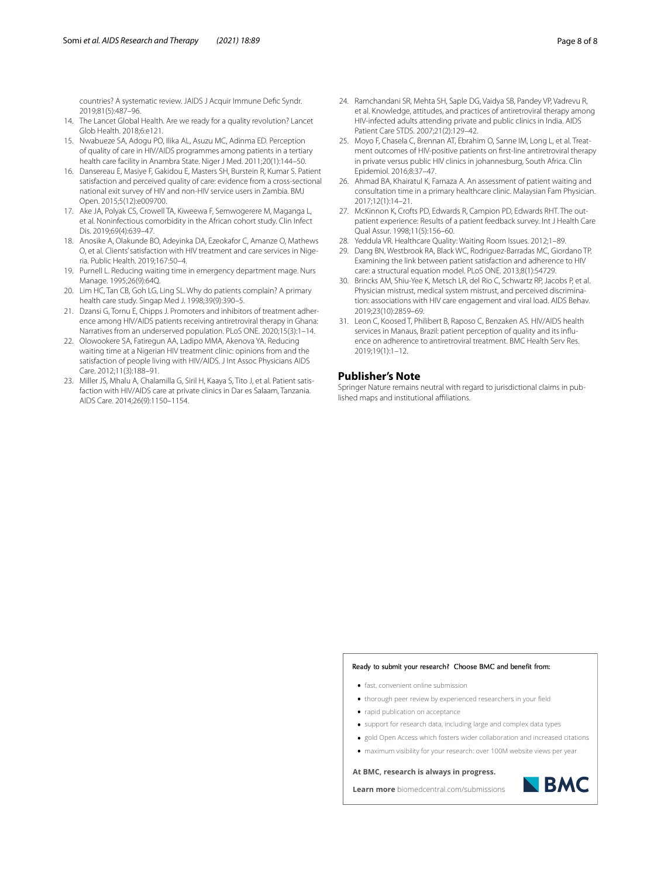countries? A systematic review. JAIDS J Acquir Immune Defic Syndr. 2019;81(5):487–96.

14. The Lancet Global Health. Are we ready for a quality revolution? Lancet Glob Health. 2018;6:e121.
15. Nwabueze SA, Adogu PO, Ilika AL, Asuzu MC, Adinma ED. Perception of quality of care in HIV/AIDS programmes among patients in a tertiary health care facility in Anambra State. Niger J Med. 2011;20(1):144–50.
16. Dansereau E, Masiye F, Gakidou E, Masters SH, Burstein R, Kumar S. Patient satisfaction and perceived quality of care: evidence from a cross-sectional national exit survey of HIV and non-HIV service users in Zambia. BMJ Open. 2015;5(12):e009700.
17. Ake JA, Polyak CS, Crowell TA, Kiweewa F, Semwogerere M, Maganga L, et al. Noninfectious comorbidity in the African cohort study. Clin Infect Dis. 2019;69(4):639–47.
18. Anosike A, Olakunde BO, Adeyinka DA, Ezeokafor C, Amanze O, Mathews O, et al. Clients' satisfaction with HIV treatment and care services in Nigeria. Public Health. 2019;167:50–4.
19. Purnell L. Reducing waiting time in emergency department mage. Nurs Manage. 1995;26(9):64Q.
20. Lim HC, Tan CB, Goh LG, Ling SL. Why do patients complain? A primary health care study. Singap Med J. 1998;39(9):390–5.
21. Dzansi G, Tornu E, Chipps J. Promoters and inhibitors of treatment adherence among HIV/AIDS patients receiving antiretroviral therapy in Ghana: Narratives from an underserved population. PLoS ONE. 2020;15(3):1–14.
22. Olowookere SA, Fatiregun AA, Ladipo MMA, Akenova YA. Reducing waiting time at a Nigerian HIV treatment clinic: opinions from and the satisfaction of people living with HIV/AIDS. J Int Assoc Physicians AIDS Care. 2012;11(3):188–91.
23. Miller JS, Mhalu A, Chalamilla G, Siril H, Kaaya S, Tito J, et al. Patient satisfaction with HIV/AIDS care at private clinics in Dar es Salaam, Tanzania. AIDS Care. 2014;26(9):1150–1154.
24. Ramchandani SR, Mehta SH, Saple DG, Vaidya SB, Pandey VP, Vadrevu R, et al. Knowledge, attitudes, and practices of antiretroviral therapy among HIV-infected adults attending private and public clinics in India. AIDS Patient Care STDS. 2007;21(2):129–42.
25. Moyo F, Chasela C, Brennan AT, Ebrahim O, Sanne IM, Long L, et al. Treatment outcomes of HIV-positive patients on first-line antiretroviral therapy in private versus public HIV clinics in johannesburg, South Africa. Clin Epidemiol. 2016;8:37–47.
26. Ahmad BA, Khairatul K, Farnaza A. An assessment of patient waiting and consultation time in a primary healthcare clinic. Malaysian Fam Physician. 2017;12(1):14–21.
27. McKinnon K, Crofts PD, Edwards R, Campion PD, Edwards RHT. The outpatient experience: Results of a patient feedback survey. Int J Health Care Qual Assur. 1998;11(5):156–60.
28. Yeddula VR. Healthcare Quality: Waiting Room Issues. 2012;1–89.
29. Dang BN, Westbrook RA, Black WC, Rodriguez-Barradas MC, Giordano TP. Examining the link between patient satisfaction and adherence to HIV care: a structural equation model. PLoS ONE. 2013;8(1):54729.
30. Brincks AM, Shiu-Yee K, Metsch LR, del Rio C, Schwartz RP, Jacobs P, et al. Physician mistrust, medical system mistrust, and perceived discrimination: associations with HIV care engagement and viral load. AIDS Behav. 2019;23(10):2859–69.
31. Leon C, Koosed T, Philibert B, Raposo C, Benzaken AS. HIV/AIDS health services in Manaus, Brazil: patient perception of quality and its influence on adherence to antiretroviral treatment. BMC Health Serv Res. 2019;19(1):1–12.

## Publisher's Note

Springer Nature remains neutral with regard to jurisdictional claims in published maps and institutional affiliations.

Ready to submit your research? Choose BMC and benefit from:

- fast, convenient online submission
- thorough peer review by experienced researchers in your field
- rapid publication on acceptance
- support for research data, including large and complex data types
- gold Open Access which fosters wider collaboration and increased citations
- maximum visibility for your research: over 100M website views per year

**At BMC, research is always in progress.**

**Learn more** biomedcentral.com/submissions

BMC